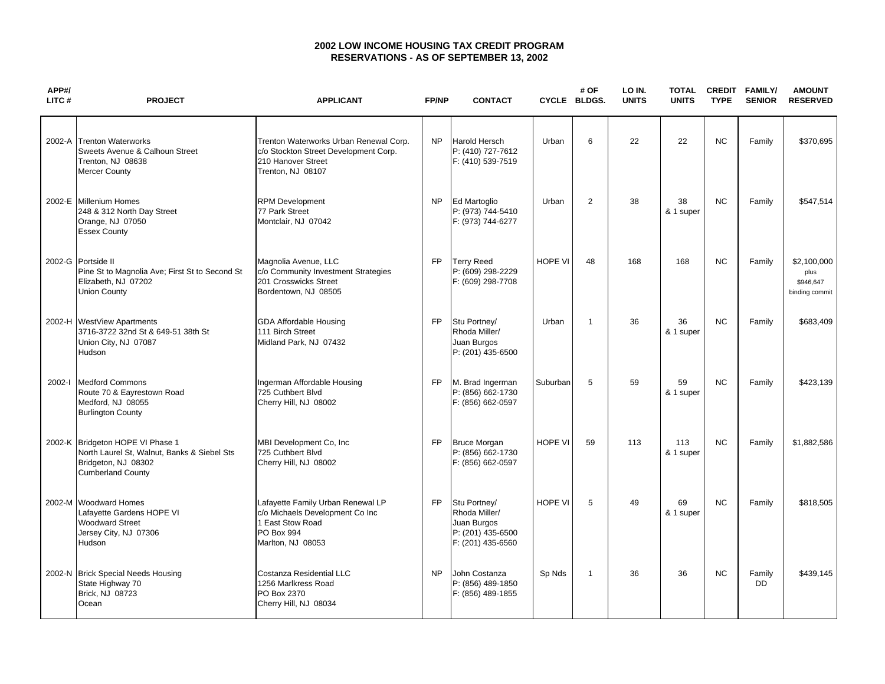# 2002 LOW INCOME HOUSING TAX CREDIT PROGRAM
## RESERVATIONS - AS OF SEPTEMBER 13, 2002

| APP#/ LITC # | PROJECT | APPLICANT | FP/NP | CONTACT | CYCLE | # OF BLDGS. | LO IN. UNITS | TOTAL UNITS | CREDIT TYPE | FAMILY/ SENIOR | AMOUNT RESERVED |
|---|---|---|---|---|---|---|---|---|---|---|---|
| 2002-A | Trenton Waterworks<br>Sweets Avenue & Calhoun Street<br>Trenton, NJ 08638<br>Mercer County | Trenton Waterworks Urban Renewal Corp.<br>c/o Stockton Street Development Corp.<br>210 Hanover Street<br>Trenton, NJ 08107 | NP | Harold Hersch<br>P: (410) 727-7612<br>F: (410) 539-7519 | Urban | 6 | 22 | 22 | NC | Family | $370,695 |
| 2002-E | Millenium Homes<br>248 & 312 North Day Street<br>Orange, NJ 07050<br>Essex County | RPM Development<br>77 Park Street<br>Montclair, NJ 07042 | NP | Ed Martoglio<br>P: (973) 744-5410<br>F: (973) 744-6277 | Urban | 2 | 38 | 38<br>& 1 super | NC | Family | $547,514 |
| 2002-G | Portside II<br>Pine St to Magnolia Ave; First St to Second St<br>Elizabeth, NJ 07202<br>Union County | Magnolia Avenue, LLC<br>c/o Community Investment Strategies<br>201 Crosswicks Street<br>Bordentown, NJ 08505 | FP | Terry Reed<br>P: (609) 298-2229<br>F: (609) 298-7708 | HOPE VI | 48 | 168 | 168 | NC | Family | $2,100,000<br>plus<br>$946,647<br>binding commit |
| 2002-H | WestView Apartments<br>3716-3722 32nd St & 649-51 38th St<br>Union City, NJ 07087<br>Hudson | GDA Affordable Housing<br>111 Birch Street<br>Midland Park, NJ 07432 | FP | Stu Portney/<br>Rhoda Miller/<br>Juan Burgos<br>P: (201) 435-6500 | Urban | 1 | 36 | 36<br>& 1 super | NC | Family | $683,409 |
| 2002-I | Medford Commons<br>Route 70 & Eayrestown Road<br>Medford, NJ 08055<br>Burlington County | Ingerman Affordable Housing<br>725 Cuthbert Blvd<br>Cherry Hill, NJ 08002 | FP | M. Brad Ingerman<br>P: (856) 662-1730<br>F: (856) 662-0597 | Suburban | 5 | 59 | 59<br>& 1 super | NC | Family | $423,139 |
| 2002-K | Bridgeton HOPE VI Phase 1<br>North Laurel St, Walnut, Banks & Siebel Sts<br>Bridgeton, NJ 08302<br>Cumberland County | MBI Development Co, Inc<br>725 Cuthbert Blvd<br>Cherry Hill, NJ 08002 | FP | Bruce Morgan<br>P: (856) 662-1730<br>F: (856) 662-0597 | HOPE VI | 59 | 113 | 113<br>& 1 super | NC | Family | $1,882,586 |
| 2002-M | Woodward Homes<br>Lafayette Gardens HOPE VI<br>Woodward Street<br>Jersey City, NJ 07306<br>Hudson | Lafayette Family Urban Renewal LP<br>c/o Michaels Development Co Inc<br>1 East Stow Road<br>PO Box 994<br>Marlton, NJ 08053 | FP | Stu Portney/<br>Rhoda Miller/<br>Juan Burgos<br>P: (201) 435-6500<br>F: (201) 435-6560 | HOPE VI | 5 | 49 | 69<br>& 1 super | NC | Family | $818,505 |
| 2002-N | Brick Special Needs Housing<br>State Highway 70<br>Brick, NJ 08723<br>Ocean | Costanza Residential LLC<br>1256 Marlkress Road<br>PO Box 2370<br>Cherry Hill, NJ 08034 | NP | John Costanza<br>P: (856) 489-1850<br>F: (856) 489-1855 | Sp Nds | 1 | 36 | 36 | NC | Family<br>DD | $439,145 |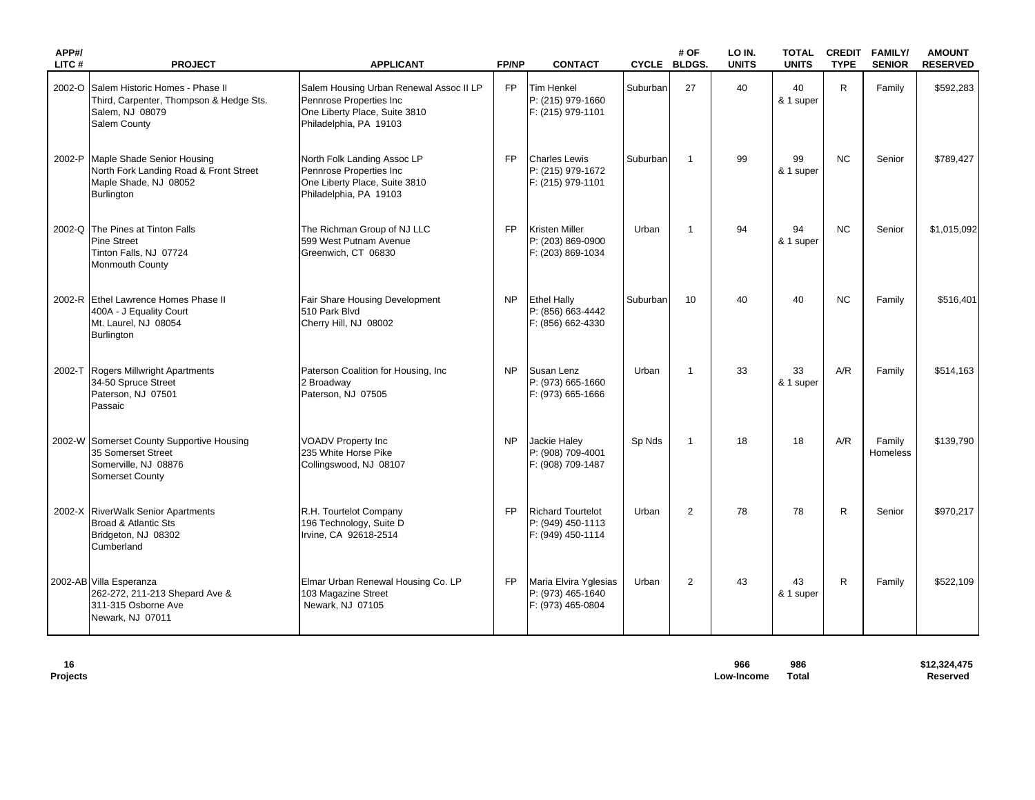| APP#/ LITC # | PROJECT | APPLICANT | FP/NP | CONTACT | CYCLE | # OF BLDGS. | LO IN. UNITS | TOTAL UNITS | CREDIT TYPE | FAMILY/ SENIOR | AMOUNT RESERVED |
|---|---|---|---|---|---|---|---|---|---|---|---|
| 2002-O | Salem Historic Homes - Phase II<br>Third, Carpenter, Thompson & Hedge Sts.<br>Salem, NJ 08079<br>Salem County | Salem Housing Urban Renewal Assoc II LP<br>Pennrose Properties Inc<br>One Liberty Place, Suite 3810<br>Philadelphia, PA 19103 | FP | Tim Henkel<br>P: (215) 979-1660<br>F: (215) 979-1101 | Suburban | 27 | 40 | 40<br>& 1 super | R | Family | $592,283 |
| 2002-P | Maple Shade Senior Housing<br>North Fork Landing Road & Front Street<br>Maple Shade, NJ 08052<br>Burlington | North Folk Landing Assoc LP<br>Pennrose Properties Inc<br>One Liberty Place, Suite 3810<br>Philadelphia, PA 19103 | FP | Charles Lewis<br>P: (215) 979-1672<br>F: (215) 979-1101 | Suburban | 1 | 99 | 99<br>& 1 super | NC | Senior | $789,427 |
| 2002-Q | The Pines at Tinton Falls<br>Pine Street<br>Tinton Falls, NJ 07724<br>Monmouth County | The Richman Group of NJ LLC<br>599 West Putnam Avenue<br>Greenwich, CT 06830 | FP | Kristen Miller<br>P: (203) 869-0900<br>F: (203) 869-1034 | Urban | 1 | 94 | 94<br>& 1 super | NC | Senior | $1,015,092 |
| 2002-R | Ethel Lawrence Homes Phase II<br>400A - J Equality Court<br>Mt. Laurel, NJ 08054<br>Burlington | Fair Share Housing Development<br>510 Park Blvd<br>Cherry Hill, NJ 08002 | NP | Ethel Hally<br>P: (856) 663-4442<br>F: (856) 662-4330 | Suburban | 10 | 40 | 40 | NC | Family | $516,401 |
| 2002-T | Rogers Millwright Apartments<br>34-50 Spruce Street<br>Paterson, NJ 07501<br>Passaic | Paterson Coalition for Housing, Inc<br>2 Broadway<br>Paterson, NJ 07505 | NP | Susan Lenz<br>P: (973) 665-1660<br>F: (973) 665-1666 | Urban | 1 | 33 | 33<br>& 1 super | A/R | Family | $514,163 |
| 2002-W | Somerset County Supportive Housing<br>35 Somerset Street<br>Somerville, NJ 08876<br>Somerset County | VOADV Property Inc<br>235 White Horse Pike<br>Collingswood, NJ 08107 | NP | Jackie Haley<br>P: (908) 709-4001<br>F: (908) 709-1487 | Sp Nds | 1 | 18 | 18 | A/R | Family<br>Homeless | $139,790 |
| 2002-X | RiverWalk Senior Apartments<br>Broad & Atlantic Sts<br>Bridgeton, NJ 08302<br>Cumberland | R.H. Tourtelot Company<br>196 Technology, Suite D<br>Irvine, CA 92618-2514 | FP | Richard Tourtelot<br>P: (949) 450-1113<br>F: (949) 450-1114 | Urban | 2 | 78 | 78 | R | Senior | $970,217 |
| 2002-AB | Villa Esperanza<br>262-272, 211-213 Shepard Ave &<br>311-315 Osborne Ave<br>Newark, NJ 07011 | Elmar Urban Renewal Housing Co. LP<br>103 Magazine Street<br>Newark, NJ 07105 | FP | Maria Elvira Yglesias<br>P: (973) 465-1640<br>F: (973) 465-0804 | Urban | 2 | 43 | 43<br>& 1 super | R | Family | $522,109 |

| | | | |
|---|---|---|---|
| **16 Projects** | **966 Low-Income** | **986 Total** | **$12,324,475 Reserved** |